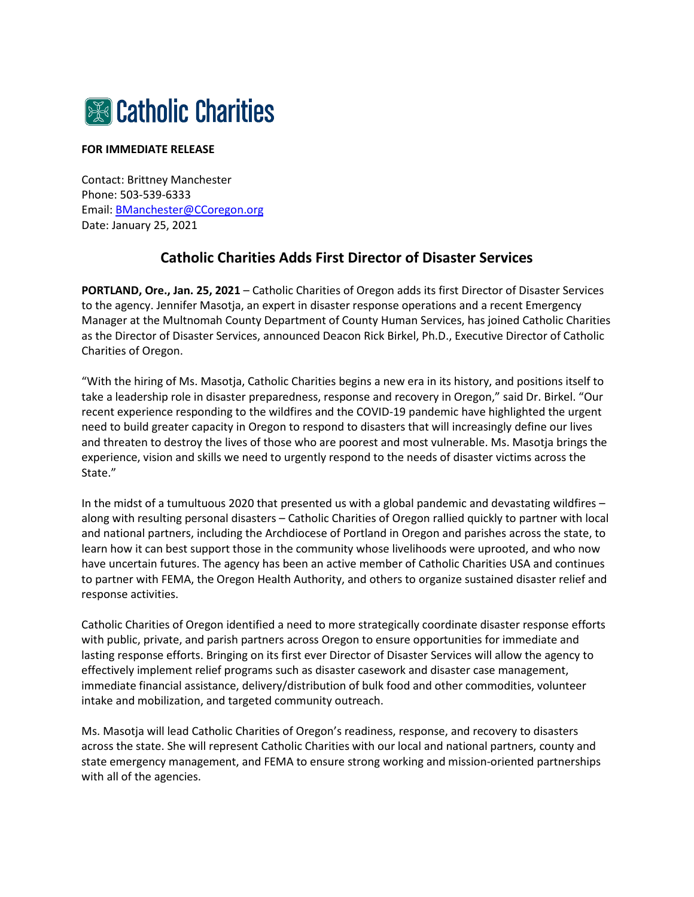Catholic Charities

**FOR IMMEDIATE RELEASE**

Contact: Brittney Manchester
Phone: 503-539-6333
Email: [BManchester@CCoregon.org](mailto:BManchester@CCoregon.org)
Date: January 25, 2021

## Catholic Charities Adds First Director of Disaster Services

**PORTLAND, Ore., Jan. 25, 2021** – Catholic Charities of Oregon adds its first Director of Disaster Services to the agency. Jennifer Masotja, an expert in disaster response operations and a recent Emergency Manager at the Multnomah County Department of County Human Services, has joined Catholic Charities as the Director of Disaster Services, announced Deacon Rick Birkel, Ph.D., Executive Director of Catholic Charities of Oregon.

"With the hiring of Ms. Masotja, Catholic Charities begins a new era in its history, and positions itself to take a leadership role in disaster preparedness, response and recovery in Oregon," said Dr. Birkel. "Our recent experience responding to the wildfires and the COVID-19 pandemic have highlighted the urgent need to build greater capacity in Oregon to respond to disasters that will increasingly define our lives and threaten to destroy the lives of those who are poorest and most vulnerable. Ms. Masotja brings the experience, vision and skills we need to urgently respond to the needs of disaster victims across the State."

In the midst of a tumultuous 2020 that presented us with a global pandemic and devastating wildfires – along with resulting personal disasters – Catholic Charities of Oregon rallied quickly to partner with local and national partners, including the Archdiocese of Portland in Oregon and parishes across the state, to learn how it can best support those in the community whose livelihoods were uprooted, and who now have uncertain futures. The agency has been an active member of Catholic Charities USA and continues to partner with FEMA, the Oregon Health Authority, and others to organize sustained disaster relief and response activities.

Catholic Charities of Oregon identified a need to more strategically coordinate disaster response efforts with public, private, and parish partners across Oregon to ensure opportunities for immediate and lasting response efforts. Bringing on its first ever Director of Disaster Services will allow the agency to effectively implement relief programs such as disaster casework and disaster case management, immediate financial assistance, delivery/distribution of bulk food and other commodities, volunteer intake and mobilization, and targeted community outreach.

Ms. Masotja will lead Catholic Charities of Oregon's readiness, response, and recovery to disasters across the state. She will represent Catholic Charities with our local and national partners, county and state emergency management, and FEMA to ensure strong working and mission-oriented partnerships with all of the agencies.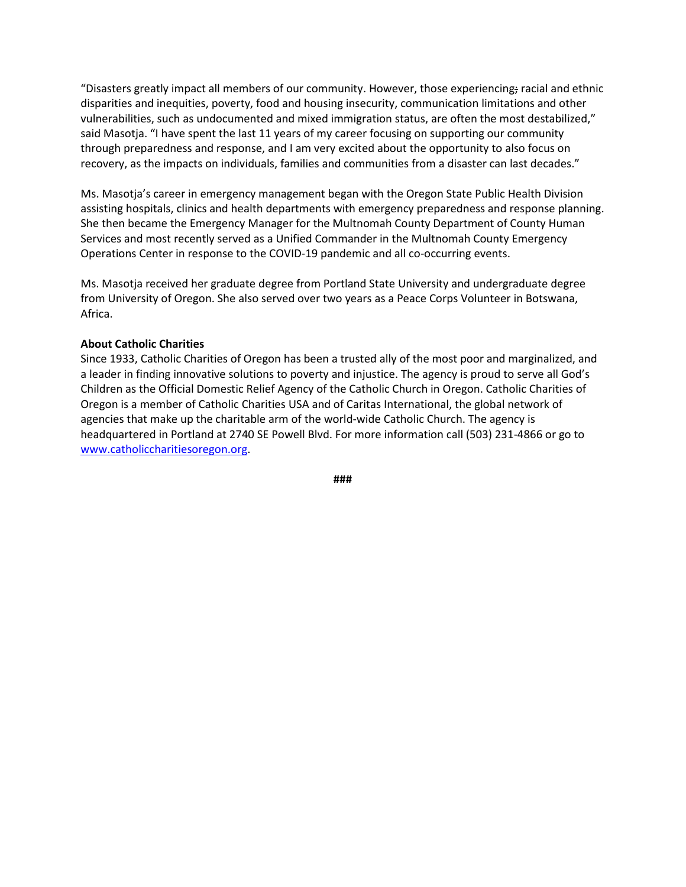"Disasters greatly impact all members of our community. However, those experiencing, racial and ethnic disparities and inequities, poverty, food and housing insecurity, communication limitations and other vulnerabilities, such as undocumented and mixed immigration status, are often the most destabilized," said Masotja. "I have spent the last 11 years of my career focusing on supporting our community through preparedness and response, and I am very excited about the opportunity to also focus on recovery, as the impacts on individuals, families and communities from a disaster can last decades."

Ms. Masotja's career in emergency management began with the Oregon State Public Health Division assisting hospitals, clinics and health departments with emergency preparedness and response planning. She then became the Emergency Manager for the Multnomah County Department of County Human Services and most recently served as a Unified Commander in the Multnomah County Emergency Operations Center in response to the COVID-19 pandemic and all co-occurring events.

Ms. Masotja received her graduate degree from Portland State University and undergraduate degree from University of Oregon. She also served over two years as a Peace Corps Volunteer in Botswana, Africa.

**About Catholic Charities**

Since 1933, Catholic Charities of Oregon has been a trusted ally of the most poor and marginalized, and a leader in finding innovative solutions to poverty and injustice. The agency is proud to serve all God's Children as the Official Domestic Relief Agency of the Catholic Church in Oregon. Catholic Charities of Oregon is a member of Catholic Charities USA and of Caritas International, the global network of agencies that make up the charitable arm of the world-wide Catholic Church. The agency is headquartered in Portland at 2740 SE Powell Blvd. For more information call (503) 231-4866 or go to www.catholiccharitiesoregon.org.

**###**